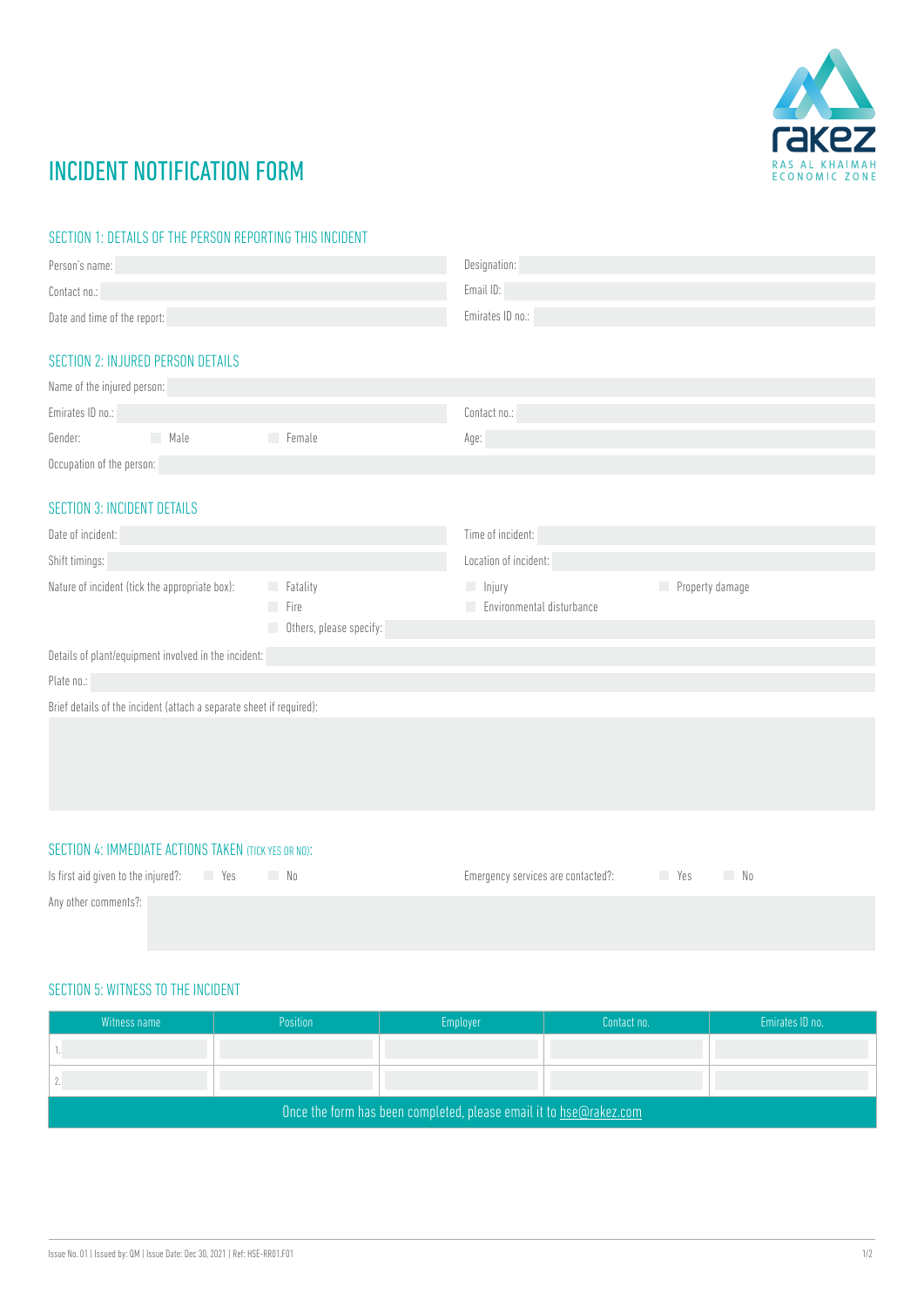rakez
RAS AL KHAIMAH ECONOMIC ZONE

# INCIDENT NOTIFICATION FORM

## SECTION 1: DETAILS OF THE PERSON REPORTING THIS INCIDENT

Person's name:

Designation:

Contact no.:

Email ID:

Date and time of the report:

Emirates ID no.:

## SECTION 2: INJURED PERSON DETAILS

Name of the injured person:

Emirates ID no.:

Contact no.:

Gender: ☐ Male ☐ Female

Age:

Occupation of the person:

## SECTION 3: INCIDENT DETAILS

Date of incident:

Time of incident:

Shift timings:

Location of incident:

Nature of incident (tick the appropriate box):
☐ Fatality ☐ Injury ☐ Property damage
☐ Fire ☐ Environmental disturbance
☐ Others, please specify:

Details of plant/equipment involved in the incident:

Plate no.:

Brief details of the incident (attach a separate sheet if required):

## SECTION 4: IMMEDIATE ACTIONS TAKEN (TICK YES OR NO):

Is first aid given to the injured?: ☐ Yes ☐ No

Emergency services are contacted?: ☐ Yes ☐ No

Any other comments?:

## SECTION 5: WITNESS TO THE INCIDENT

| Witness name | Position | Employer | Contact no. | Emirates ID no. |
|---|---|---|---|---|
| 1. | | | | |
| 2. | | | | |

Once the form has been completed, please email it to hse@rakez.com

Issue No. 01 | Issued by: QM | Issue Date: Dec 30, 2021 | Ref: HSE-RR01.F01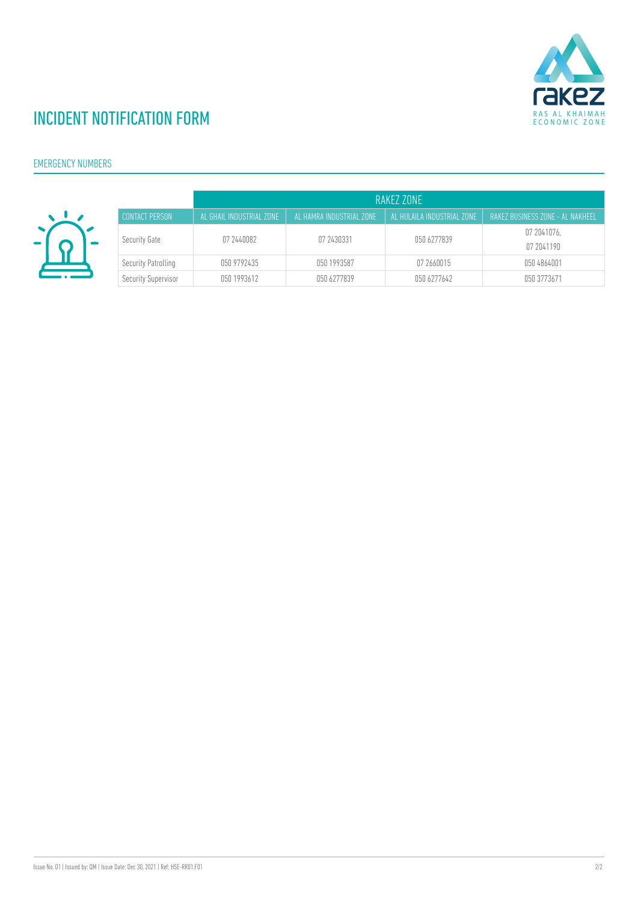# INCIDENT NOTIFICATION FORM

## EMERGENCY NUMBERS

| | RAKEZ ZONE | | | |
|---|---|---|---|---|
| CONTACT PERSON | AL GHAIL INDUSTRIAL ZONE | AL HAMRA INDUSTRIAL ZONE | AL HULAILA INDUSTRIAL ZONE | RAKEZ BUSINESS ZONE - AL NAKHEEL |
| Security Gate | 07 2440082 | 07 2430331 | 050 6277839 | 07 2041076, 07 2041190 |
| Security Patrolling | 050 9792435 | 050 1993587 | 07 2660015 | 050 4864001 |
| Security Supervisor | 050 1993612 | 050 6277839 | 050 6277642 | 050 3773671 |

Issue No. 01 | Issued by: QM | Issue Date: Dec 30, 2021 | Ref: HSE-RR01.F01